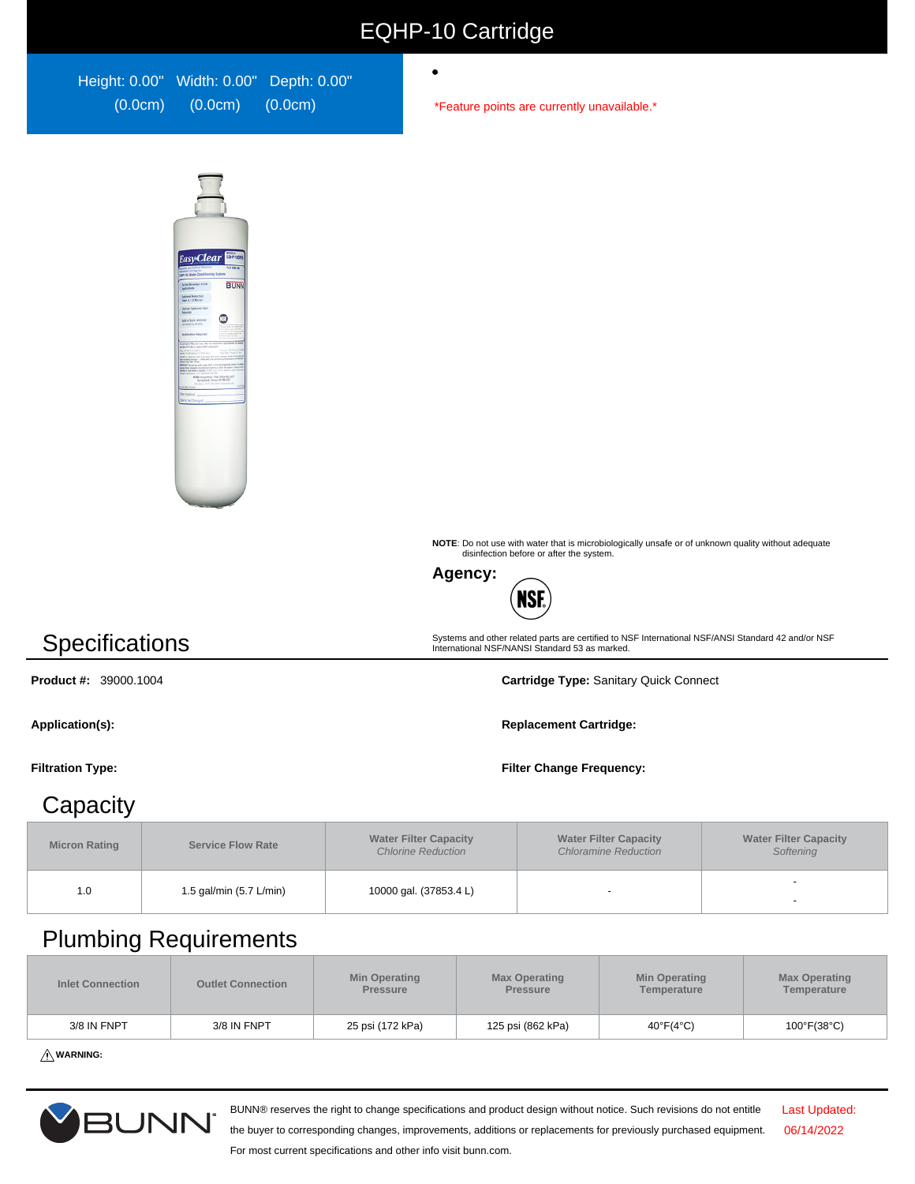# EQHP-10 Cartridge

Height: 0.00" (0.0cm) Width: 0.00" (0.0cm) Depth: 0.00" (0.0cm)

- 

*Feature points are currently unavailable.*

**NOTE**: Do not use with water that is microbiologically unsafe or of unknown quality without adequate disinfection before or after the system.

**Agency:**

Systems and other related parts are certified to NSF International NSF/ANSI Standard 42 and/or NSF International NSF/NANSI Standard 53 as marked.

## Specifications

**Product #:** 39000.1004

**Cartridge Type:** Sanitary Quick Connect

**Application(s):**

**Replacement Cartridge:**

**Filtration Type:**

**Filter Change Frequency:**

## Capacity

| Micron Rating | Service Flow Rate | Water Filter Capacity *Chlorine Reduction* | Water Filter Capacity *Chloramine Reduction* | Water Filter Capacity *Softening* |
|---|---|---|---|---|
| 1.0 | 1.5 gal/min (5.7 L/min) | 10000 gal. (37853.4 L) | - | - -  |

## Plumbing Requirements

| Inlet Connection | Outlet Connection | Min Operating Pressure | Max Operating Pressure | Min Operating Temperature | Max Operating Temperature |
|---|---|---|---|---|---|
| 3/8 IN FNPT | 3/8 IN FNPT | 25 psi (172 kPa) | 125 psi (862 kPa) | 40°F(4°C) | 100°F(38°C) |

⚠ **WARNING:**

BUNN® reserves the right to change specifications and product design without notice. Such revisions do not entitle the buyer to corresponding changes, improvements, additions or replacements for previously purchased equipment. For most current specifications and other info visit bunn.com.

Last Updated: 06/14/2022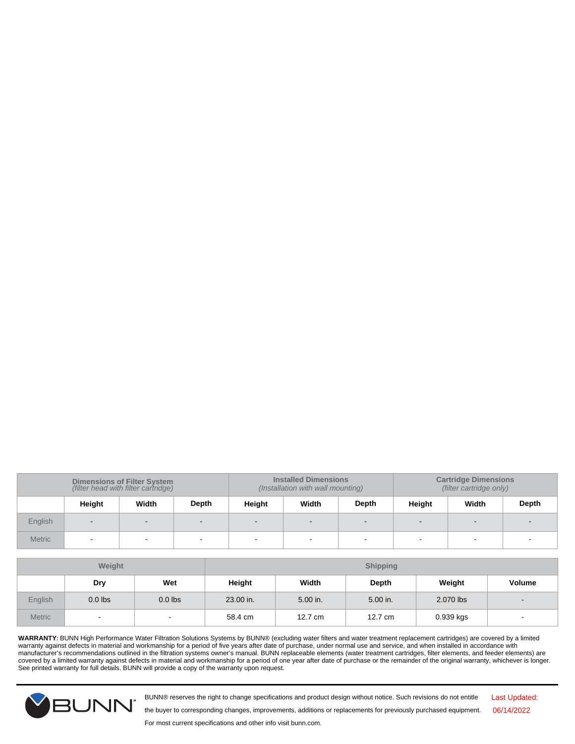| | Dimensions of Filter System (filter head with filter cartridge) | | | Installed Dimensions (Installation with wall mounting) | | | Cartridge Dimensions (filter cartridge only) | | |
|---|---|---|---|---|---|---|---|---|---|
| | Height | Width | Depth | Height | Width | Depth | Height | Width | Depth |
| English | - | - | - | - | - | - | - | - | - |
| Metric | - | - | - | - | - | - | - | - | - |

| | Weight | | Shipping | | | | |
|---|---|---|---|---|---|---|---|
| | Dry | Wet | Height | Width | Depth | Weight | Volume |
| English | 0.0 lbs | 0.0 lbs | 23.00 in. | 5.00 in. | 5.00 in. | 2.070 lbs | - |
| Metric | - | - | 58.4 cm | 12.7 cm | 12.7 cm | 0.939 kgs | - |

**WARRANTY:** BUNN High Performance Water Filtration Solutions Systems by BUNN® (excluding water filters and water treatment replacement cartridges) are covered by a limited warranty against defects in material and workmanship for a period of five years after date of purchase, under normal use and service, and when installed in accordance with manufacturer's recommendations outlined in the filtration systems owner's manual. BUNN replaceable elements (water treatment cartridges, filter elements, and feeder elements) are covered by a limited warranty against defects in material and workmanship for a period of one year after date of purchase or the remainder of the original warranty, whichever is longer. See printed warranty for full details. BUNN will provide a copy of the warranty upon request.

BUNN® reserves the right to change specifications and product design without notice. Such revisions do not entitle the buyer to corresponding changes, improvements, additions or replacements for previously purchased equipment. For most current specifications and other info visit bunn.com.

Last Updated: 06/14/2022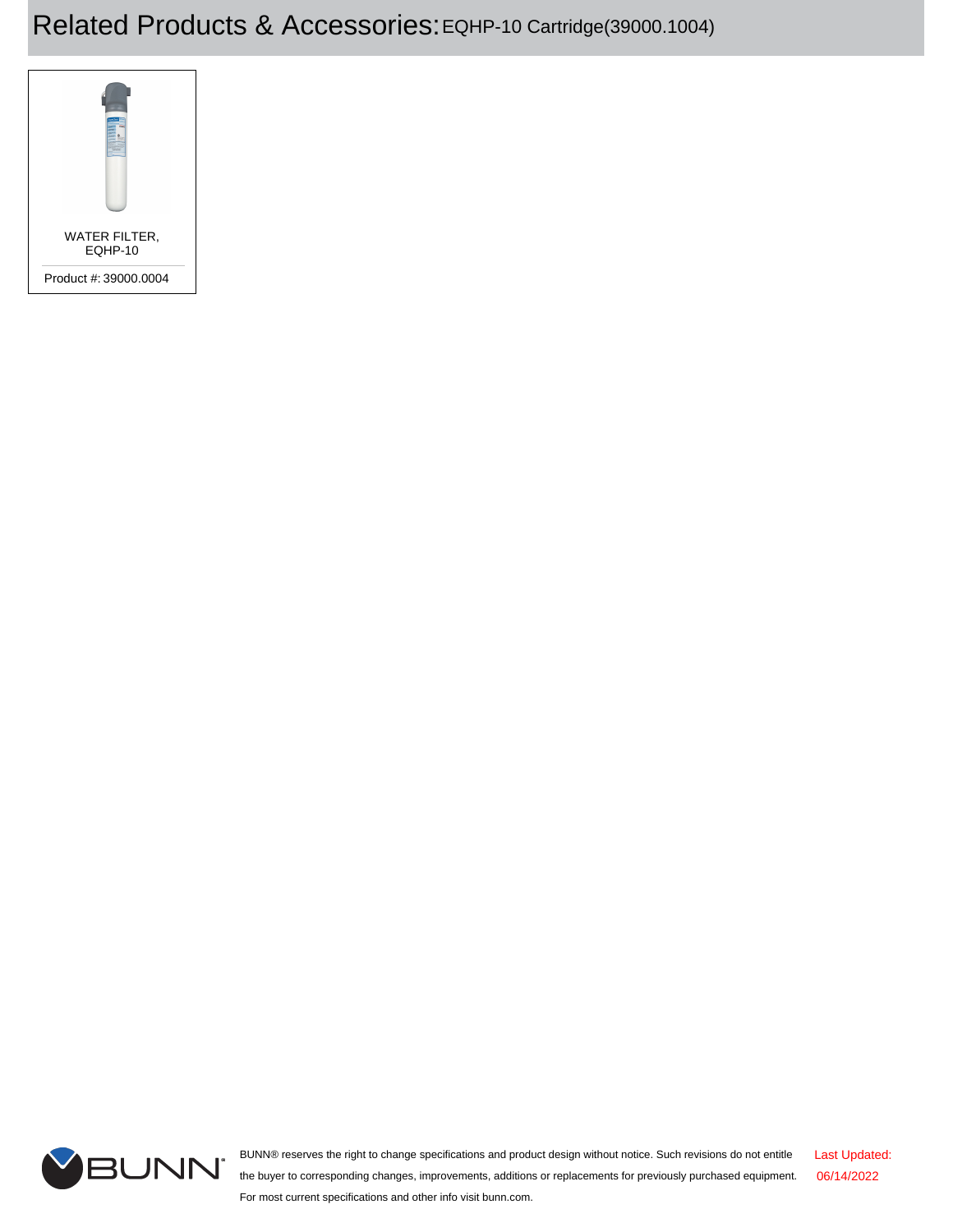# Related Products & Accessories: EQHP-10 Cartridge(39000.1004)

WATER FILTER, EQHP-10

Product #: 39000.0004

BUNN® reserves the right to change specifications and product design without notice. Such revisions do not entitle the buyer to corresponding changes, improvements, additions or replacements for previously purchased equipment. For most current specifications and other info visit bunn.com.

Last Updated: 06/14/2022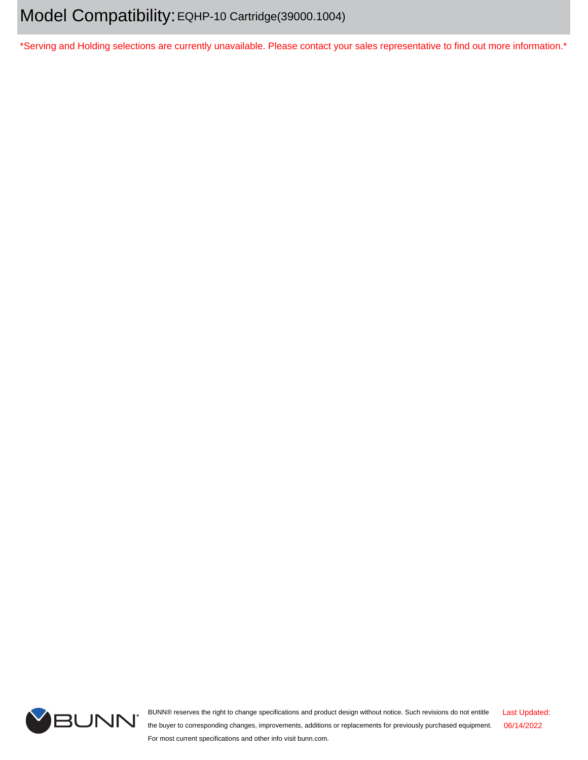# Model Compatibility: EQHP-10 Cartridge(39000.1004)

*Serving and Holding selections are currently unavailable. Please contact your sales representative to find out more information.*

BUNN® reserves the right to change specifications and product design without notice. Such revisions do not entitle the buyer to corresponding changes, improvements, additions or replacements for previously purchased equipment. For most current specifications and other info visit bunn.com.

Last Updated: 06/14/2022